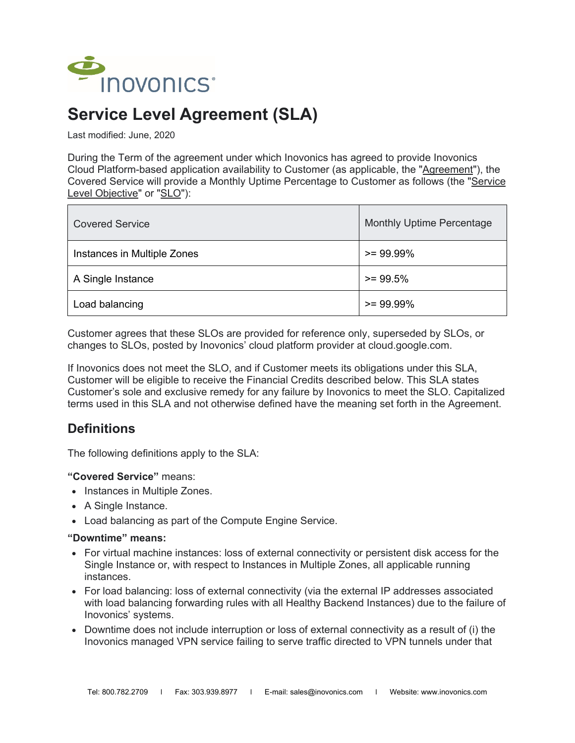# Service Level Agreement (SLA)

Last modified: June, 2020

During the Term of the agreement under which Inovonics has agreed to provide Inovonics Cloud Platform-based application availability to Customer (as applicable, the "Agreement"), the Covered Service will provide a Monthly Uptime Percentage to Customer as follows (the "Service Level Objective" or "SLO"):

| Covered Service | Monthly Uptime Percentage |
| --- | --- |
| Instances in Multiple Zones | >= 99.99% |
| A Single Instance | >= 99.5% |
| Load balancing | >= 99.99% |

Customer agrees that these SLOs are provided for reference only, superseded by SLOs, or changes to SLOs, posted by Inovonics' cloud platform provider at cloud.google.com.

If Inovonics does not meet the SLO, and if Customer meets its obligations under this SLA, Customer will be eligible to receive the Financial Credits described below. This SLA states Customer's sole and exclusive remedy for any failure by Inovonics to meet the SLO. Capitalized terms used in this SLA and not otherwise defined have the meaning set forth in the Agreement.

## Definitions

The following definitions apply to the SLA:

**"Covered Service"** means:

- Instances in Multiple Zones.
- A Single Instance.
- Load balancing as part of the Compute Engine Service.

**"Downtime" means:**

- For virtual machine instances: loss of external connectivity or persistent disk access for the Single Instance or, with respect to Instances in Multiple Zones, all applicable running instances.
- For load balancing: loss of external connectivity (via the external IP addresses associated with load balancing forwarding rules with all Healthy Backend Instances) due to the failure of Inovonics' systems.
- Downtime does not include interruption or loss of external connectivity as a result of (i) the Inovonics managed VPN service failing to serve traffic directed to VPN tunnels under that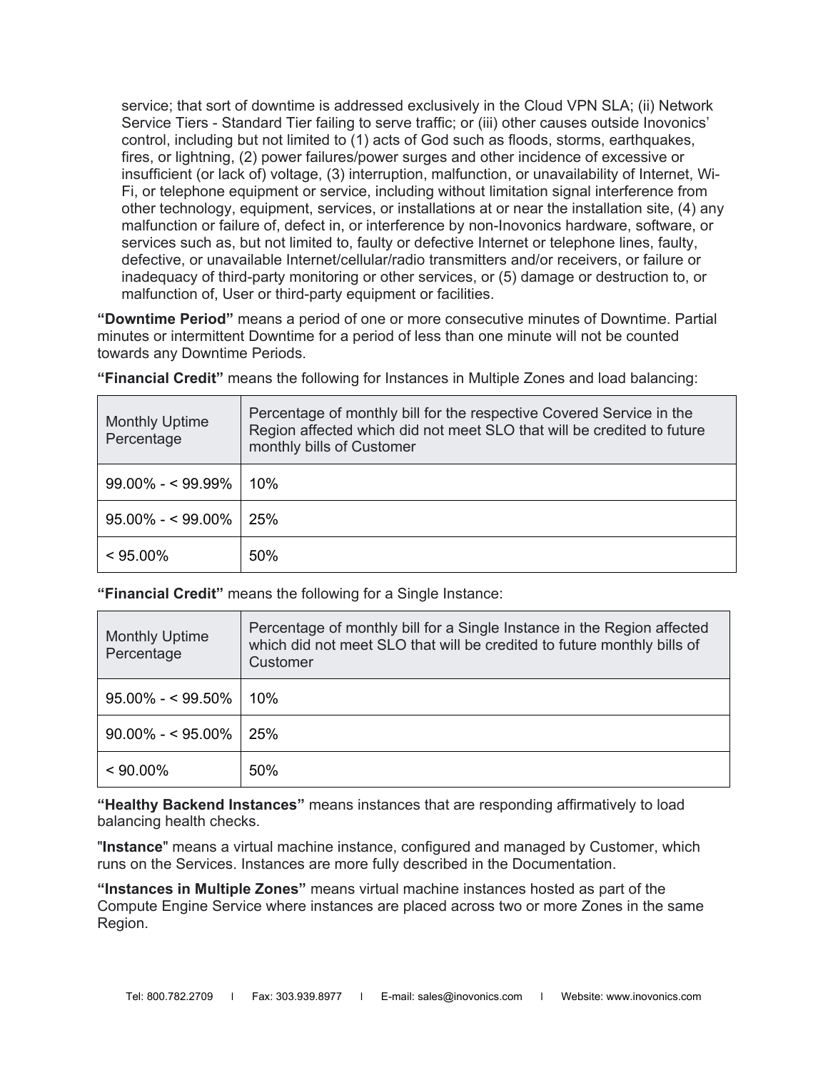service; that sort of downtime is addressed exclusively in the Cloud VPN SLA; (ii) Network Service Tiers - Standard Tier failing to serve traffic; or (iii) other causes outside Inovonics' control, including but not limited to (1) acts of God such as floods, storms, earthquakes, fires, or lightning, (2) power failures/power surges and other incidence of excessive or insufficient (or lack of) voltage, (3) interruption, malfunction, or unavailability of Internet, Wi-Fi, or telephone equipment or service, including without limitation signal interference from other technology, equipment, services, or installations at or near the installation site, (4) any malfunction or failure of, defect in, or interference by non-Inovonics hardware, software, or services such as, but not limited to, faulty or defective Internet or telephone lines, faulty, defective, or unavailable Internet/cellular/radio transmitters and/or receivers, or failure or inadequacy of third-party monitoring or other services, or (5) damage or destruction to, or malfunction of, User or third-party equipment or facilities.

**"Downtime Period"** means a period of one or more consecutive minutes of Downtime. Partial minutes or intermittent Downtime for a period of less than one minute will not be counted towards any Downtime Periods.

**"Financial Credit"** means the following for Instances in Multiple Zones and load balancing:

| Monthly Uptime Percentage | Percentage of monthly bill for the respective Covered Service in the Region affected which did not meet SLO that will be credited to future monthly bills of Customer |
|---|---|
| 99.00% - < 99.99% | 10% |
| 95.00% - < 99.00% | 25% |
| < 95.00% | 50% |

**"Financial Credit"** means the following for a Single Instance:

| Monthly Uptime Percentage | Percentage of monthly bill for a Single Instance in the Region affected which did not meet SLO that will be credited to future monthly bills of Customer |
|---|---|
| 95.00% - < 99.50% | 10% |
| 90.00% - < 95.00% | 25% |
| < 90.00% | 50% |

**"Healthy Backend Instances"** means instances that are responding affirmatively to load balancing health checks.

"**Instance**" means a virtual machine instance, configured and managed by Customer, which runs on the Services. Instances are more fully described in the Documentation.

**"Instances in Multiple Zones"** means virtual machine instances hosted as part of the Compute Engine Service where instances are placed across two or more Zones in the same Region.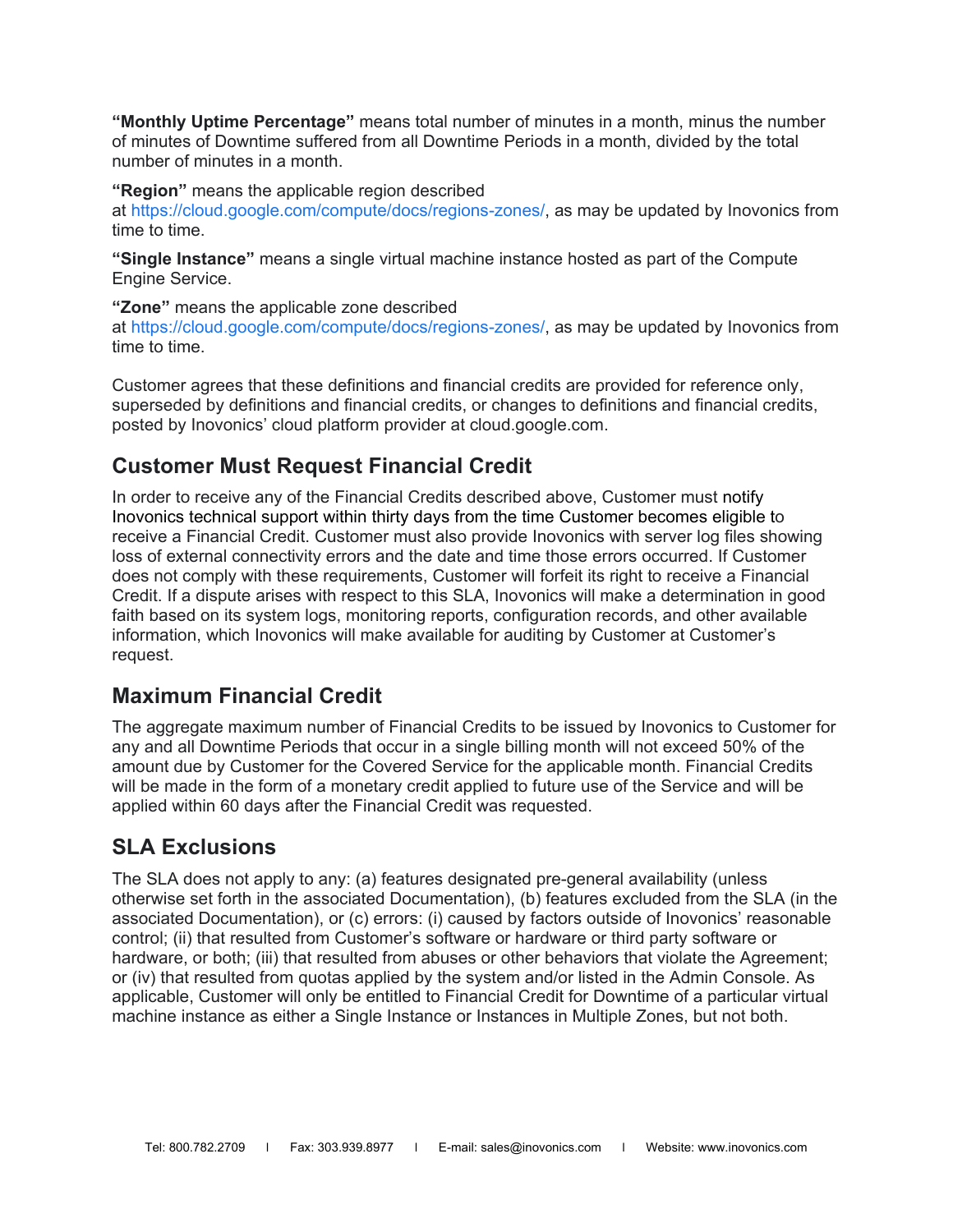**"Monthly Uptime Percentage"** means total number of minutes in a month, minus the number of minutes of Downtime suffered from all Downtime Periods in a month, divided by the total number of minutes in a month.

**"Region"** means the applicable region described at https://cloud.google.com/compute/docs/regions-zones/, as may be updated by Inovonics from time to time.

**"Single Instance"** means a single virtual machine instance hosted as part of the Compute Engine Service.

**"Zone"** means the applicable zone described at https://cloud.google.com/compute/docs/regions-zones/, as may be updated by Inovonics from time to time.

Customer agrees that these definitions and financial credits are provided for reference only, superseded by definitions and financial credits, or changes to definitions and financial credits, posted by Inovonics' cloud platform provider at cloud.google.com.

## Customer Must Request Financial Credit

In order to receive any of the Financial Credits described above, Customer must notify Inovonics technical support within thirty days from the time Customer becomes eligible to receive a Financial Credit. Customer must also provide Inovonics with server log files showing loss of external connectivity errors and the date and time those errors occurred. If Customer does not comply with these requirements, Customer will forfeit its right to receive a Financial Credit. If a dispute arises with respect to this SLA, Inovonics will make a determination in good faith based on its system logs, monitoring reports, configuration records, and other available information, which Inovonics will make available for auditing by Customer at Customer's request.

## Maximum Financial Credit

The aggregate maximum number of Financial Credits to be issued by Inovonics to Customer for any and all Downtime Periods that occur in a single billing month will not exceed 50% of the amount due by Customer for the Covered Service for the applicable month. Financial Credits will be made in the form of a monetary credit applied to future use of the Service and will be applied within 60 days after the Financial Credit was requested.

## SLA Exclusions

The SLA does not apply to any: (a) features designated pre-general availability (unless otherwise set forth in the associated Documentation), (b) features excluded from the SLA (in the associated Documentation), or (c) errors: (i) caused by factors outside of Inovonics' reasonable control; (ii) that resulted from Customer's software or hardware or third party software or hardware, or both; (iii) that resulted from abuses or other behaviors that violate the Agreement; or (iv) that resulted from quotas applied by the system and/or listed in the Admin Console. As applicable, Customer will only be entitled to Financial Credit for Downtime of a particular virtual machine instance as either a Single Instance or Instances in Multiple Zones, but not both.